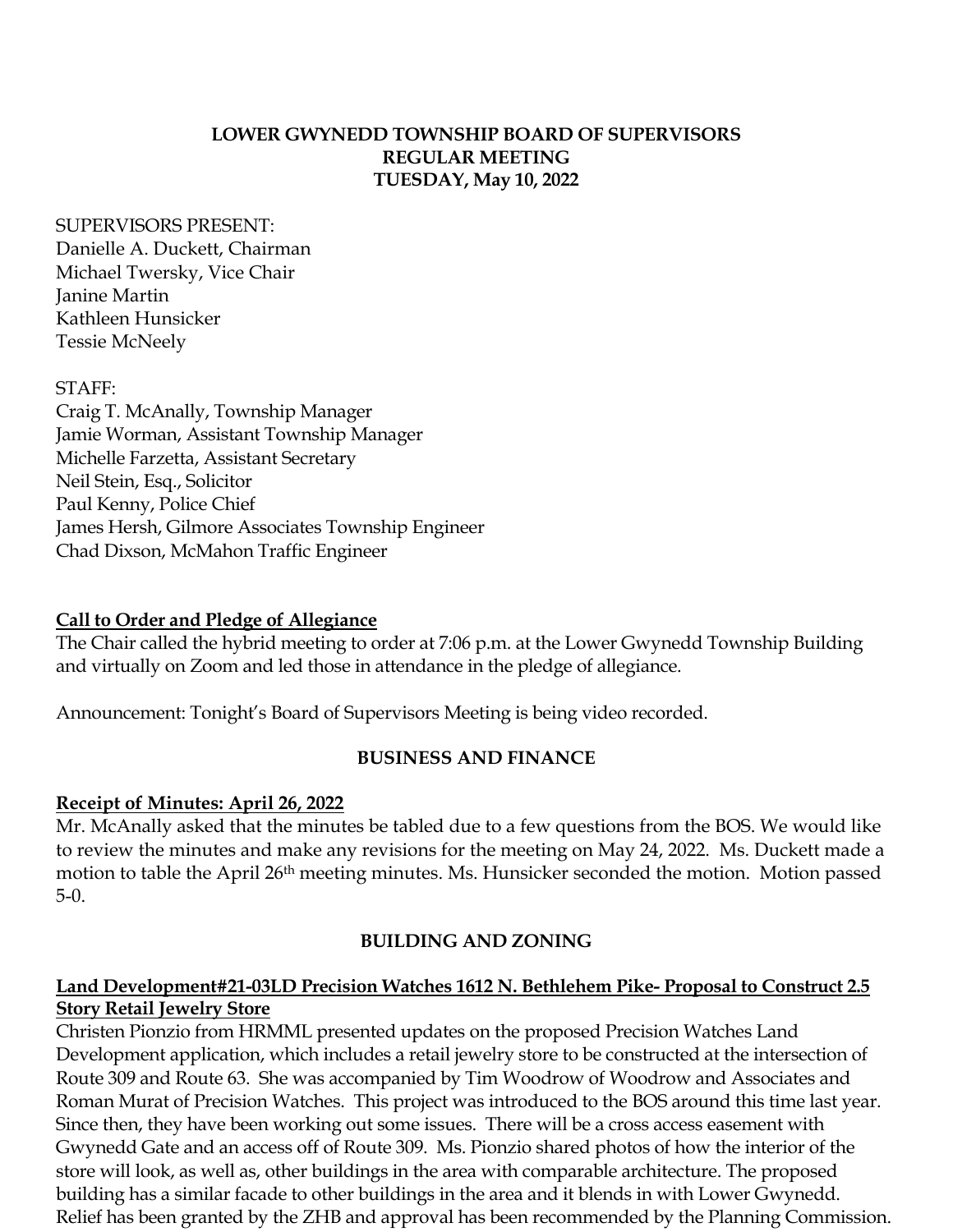# LOWER GWYNEDD TOWNSHIP BOARD OF SUPERVISORS
## REGULAR MEETING
## TUESDAY, May 10, 2022

SUPERVISORS PRESENT:
Danielle A. Duckett, Chairman
Michael Twersky, Vice Chair
Janine Martin
Kathleen Hunsicker
Tessie McNeely

STAFF:
Craig T. McAnally, Township Manager
Jamie Worman, Assistant Township Manager
Michelle Farzetta, Assistant Secretary
Neil Stein, Esq., Solicitor
Paul Kenny, Police Chief
James Hersh, Gilmore Associates Township Engineer
Chad Dixson, McMahon Traffic Engineer

**Call to Order and Pledge of Allegiance**

The Chair called the hybrid meeting to order at 7:06 p.m. at the Lower Gwynedd Township Building and virtually on Zoom and led those in attendance in the pledge of allegiance.

Announcement: Tonight's Board of Supervisors Meeting is being video recorded.

## BUSINESS AND FINANCE

**Receipt of Minutes: April 26, 2022**

Mr. McAnally asked that the minutes be tabled due to a few questions from the BOS. We would like to review the minutes and make any revisions for the meeting on May 24, 2022. Ms. Duckett made a motion to table the April 26th meeting minutes. Ms. Hunsicker seconded the motion. Motion passed 5-0.

## BUILDING AND ZONING

**Land Development#21-03LD Precision Watches 1612 N. Bethlehem Pike- Proposal to Construct 2.5 Story Retail Jewelry Store**

Christen Pionzio from HRMML presented updates on the proposed Precision Watches Land Development application, which includes a retail jewelry store to be constructed at the intersection of Route 309 and Route 63. She was accompanied by Tim Woodrow of Woodrow and Associates and Roman Murat of Precision Watches. This project was introduced to the BOS around this time last year. Since then, they have been working out some issues. There will be a cross access easement with Gwynedd Gate and an access off of Route 309. Ms. Pionzio shared photos of how the interior of the store will look, as well as, other buildings in the area with comparable architecture. The proposed building has a similar facade to other buildings in the area and it blends in with Lower Gwynedd. Relief has been granted by the ZHB and approval has been recommended by the Planning Commission.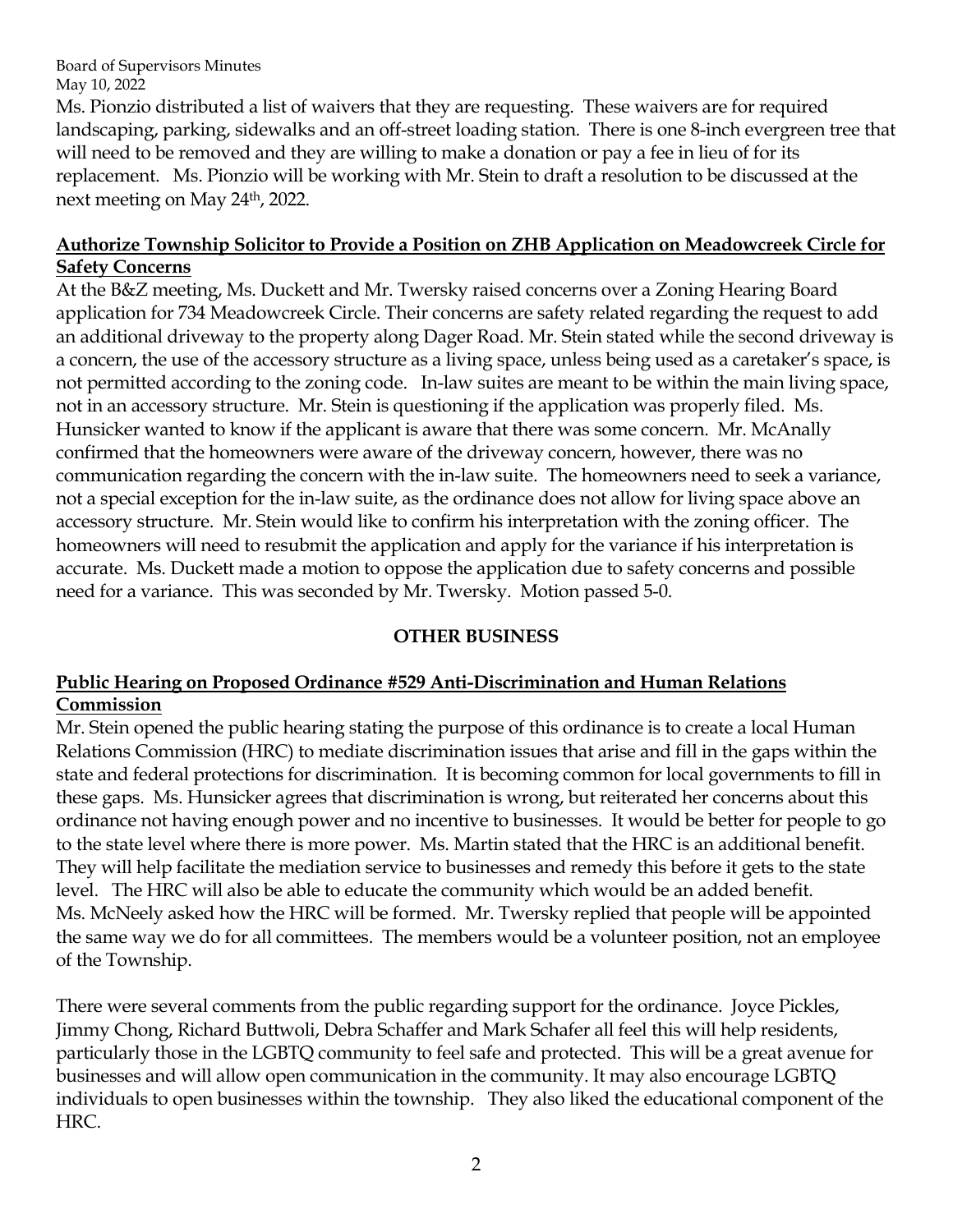Ms. Pionzio distributed a list of waivers that they are requesting. These waivers are for required landscaping, parking, sidewalks and an off-street loading station. There is one 8-inch evergreen tree that will need to be removed and they are willing to make a donation or pay a fee in lieu of for its replacement. Ms. Pionzio will be working with Mr. Stein to draft a resolution to be discussed at the next meeting on May 24th, 2022.

**Authorize Township Solicitor to Provide a Position on ZHB Application on Meadowcreek Circle for Safety Concerns**

At the B&Z meeting, Ms. Duckett and Mr. Twersky raised concerns over a Zoning Hearing Board application for 734 Meadowcreek Circle. Their concerns are safety related regarding the request to add an additional driveway to the property along Dager Road. Mr. Stein stated while the second driveway is a concern, the use of the accessory structure as a living space, unless being used as a caretaker's space, is not permitted according to the zoning code. In-law suites are meant to be within the main living space, not in an accessory structure. Mr. Stein is questioning if the application was properly filed. Ms. Hunsicker wanted to know if the applicant is aware that there was some concern. Mr. McAnally confirmed that the homeowners were aware of the driveway concern, however, there was no communication regarding the concern with the in-law suite. The homeowners need to seek a variance, not a special exception for the in-law suite, as the ordinance does not allow for living space above an accessory structure. Mr. Stein would like to confirm his interpretation with the zoning officer. The homeowners will need to resubmit the application and apply for the variance if his interpretation is accurate. Ms. Duckett made a motion to oppose the application due to safety concerns and possible need for a variance. This was seconded by Mr. Twersky. Motion passed 5-0.

## OTHER BUSINESS

**Public Hearing on Proposed Ordinance #529 Anti-Discrimination and Human Relations Commission**

Mr. Stein opened the public hearing stating the purpose of this ordinance is to create a local Human Relations Commission (HRC) to mediate discrimination issues that arise and fill in the gaps within the state and federal protections for discrimination. It is becoming common for local governments to fill in these gaps. Ms. Hunsicker agrees that discrimination is wrong, but reiterated her concerns about this ordinance not having enough power and no incentive to businesses. It would be better for people to go to the state level where there is more power. Ms. Martin stated that the HRC is an additional benefit. They will help facilitate the mediation service to businesses and remedy this before it gets to the state level. The HRC will also be able to educate the community which would be an added benefit. Ms. McNeely asked how the HRC will be formed. Mr. Twersky replied that people will be appointed the same way we do for all committees. The members would be a volunteer position, not an employee of the Township.

There were several comments from the public regarding support for the ordinance. Joyce Pickles, Jimmy Chong, Richard Buttwoli, Debra Schaffer and Mark Schafer all feel this will help residents, particularly those in the LGBTQ community to feel safe and protected. This will be a great avenue for businesses and will allow open communication in the community. It may also encourage LGBTQ individuals to open businesses within the township. They also liked the educational component of the HRC.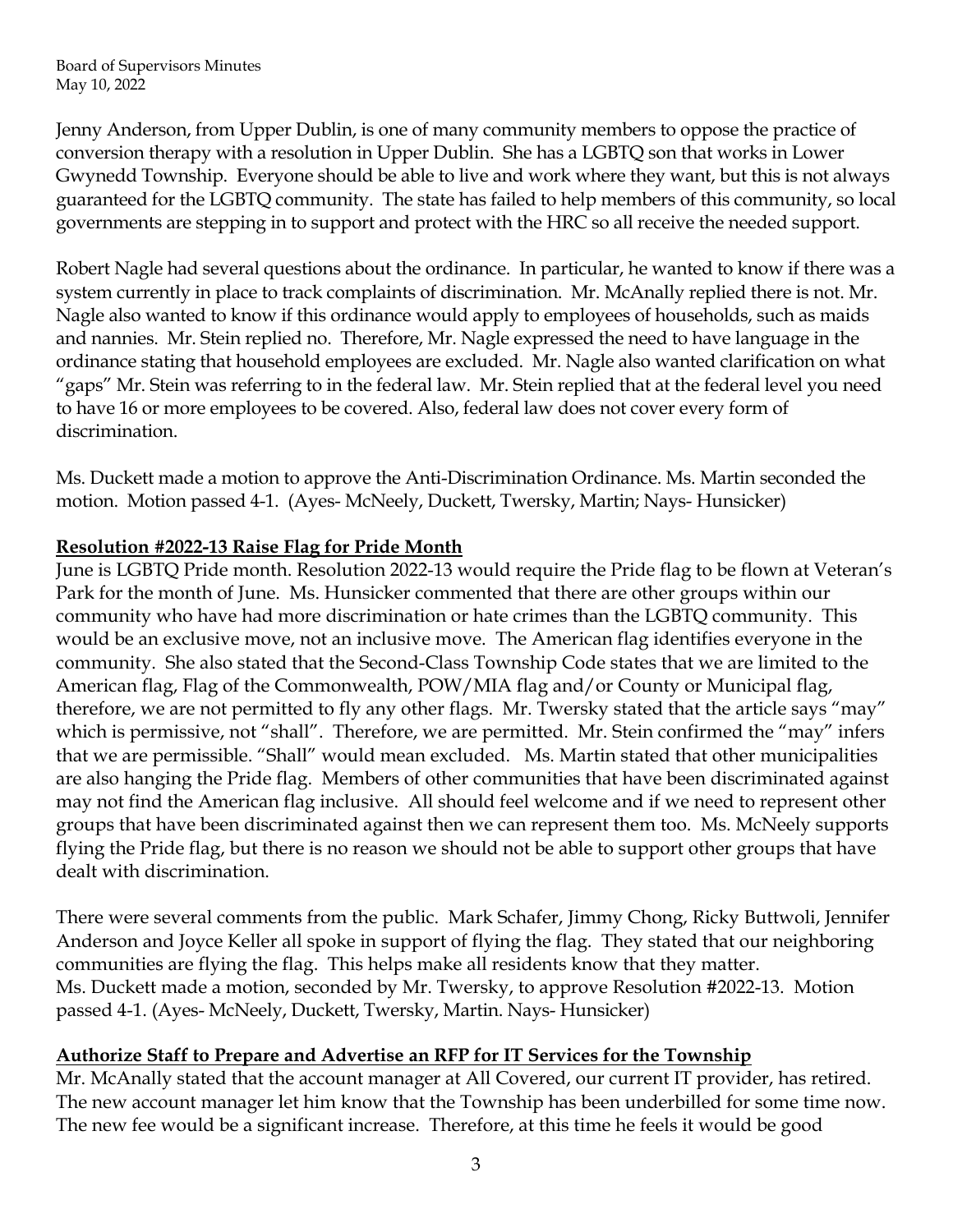Jenny Anderson, from Upper Dublin, is one of many community members to oppose the practice of conversion therapy with a resolution in Upper Dublin. She has a LGBTQ son that works in Lower Gwynedd Township. Everyone should be able to live and work where they want, but this is not always guaranteed for the LGBTQ community. The state has failed to help members of this community, so local governments are stepping in to support and protect with the HRC so all receive the needed support.

Robert Nagle had several questions about the ordinance. In particular, he wanted to know if there was a system currently in place to track complaints of discrimination. Mr. McAnally replied there is not. Mr. Nagle also wanted to know if this ordinance would apply to employees of households, such as maids and nannies. Mr. Stein replied no. Therefore, Mr. Nagle expressed the need to have language in the ordinance stating that household employees are excluded. Mr. Nagle also wanted clarification on what "gaps" Mr. Stein was referring to in the federal law. Mr. Stein replied that at the federal level you need to have 16 or more employees to be covered. Also, federal law does not cover every form of discrimination.

Ms. Duckett made a motion to approve the Anti-Discrimination Ordinance. Ms. Martin seconded the motion. Motion passed 4-1. (Ayes- McNeely, Duckett, Twersky, Martin; Nays- Hunsicker)

**Resolution #2022-13 Raise Flag for Pride Month**

June is LGBTQ Pride month. Resolution 2022-13 would require the Pride flag to be flown at Veteran's Park for the month of June. Ms. Hunsicker commented that there are other groups within our community who have had more discrimination or hate crimes than the LGBTQ community. This would be an exclusive move, not an inclusive move. The American flag identifies everyone in the community. She also stated that the Second-Class Township Code states that we are limited to the American flag, Flag of the Commonwealth, POW/MIA flag and/or County or Municipal flag, therefore, we are not permitted to fly any other flags. Mr. Twersky stated that the article says "may" which is permissive, not "shall". Therefore, we are permitted. Mr. Stein confirmed the "may" infers that we are permissible. "Shall" would mean excluded. Ms. Martin stated that other municipalities are also hanging the Pride flag. Members of other communities that have been discriminated against may not find the American flag inclusive. All should feel welcome and if we need to represent other groups that have been discriminated against then we can represent them too. Ms. McNeely supports flying the Pride flag, but there is no reason we should not be able to support other groups that have dealt with discrimination.

There were several comments from the public. Mark Schafer, Jimmy Chong, Ricky Buttwoli, Jennifer Anderson and Joyce Keller all spoke in support of flying the flag. They stated that our neighboring communities are flying the flag. This helps make all residents know that they matter.
Ms. Duckett made a motion, seconded by Mr. Twersky, to approve Resolution #2022-13. Motion passed 4-1. (Ayes- McNeely, Duckett, Twersky, Martin. Nays- Hunsicker)

**Authorize Staff to Prepare and Advertise an RFP for IT Services for the Township**

Mr. McAnally stated that the account manager at All Covered, our current IT provider, has retired. The new account manager let him know that the Township has been underbilled for some time now. The new fee would be a significant increase. Therefore, at this time he feels it would be good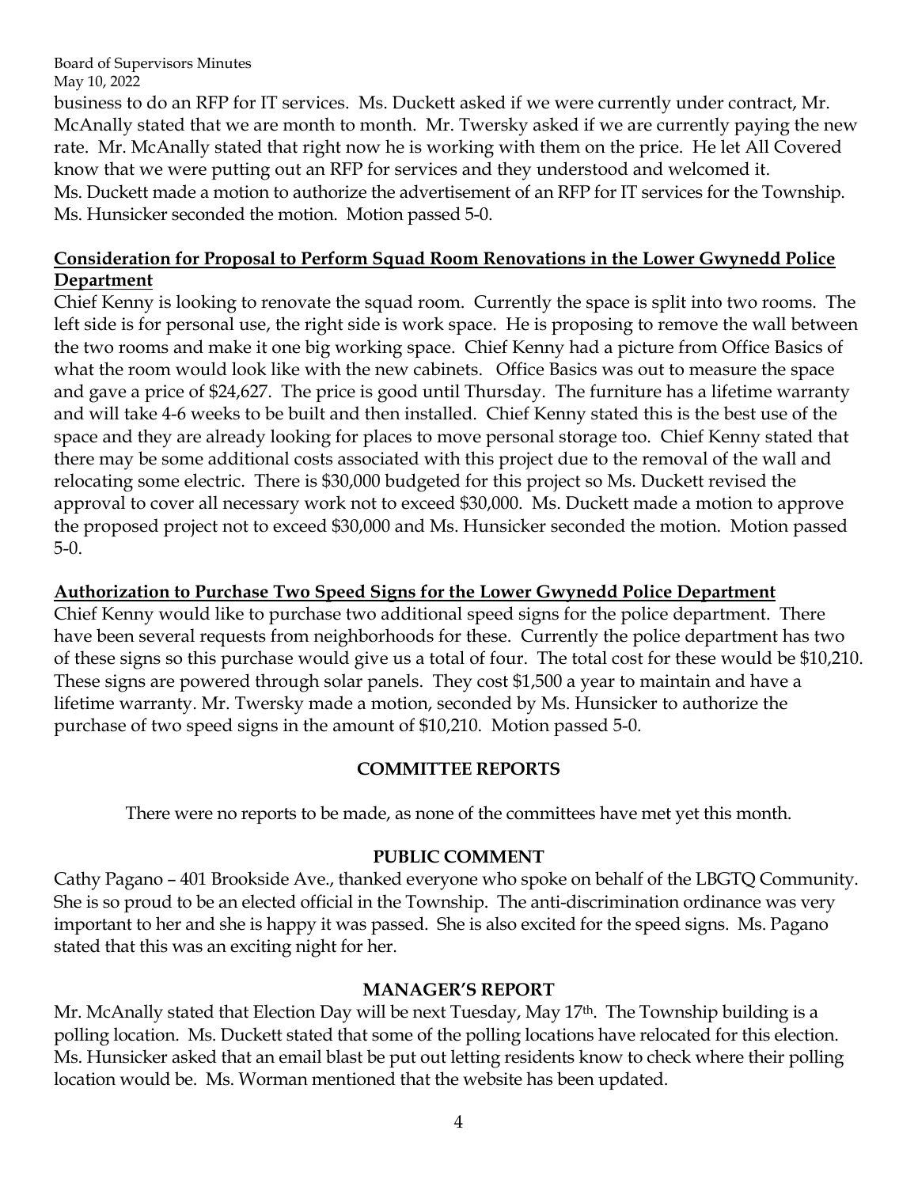business to do an RFP for IT services. Ms. Duckett asked if we were currently under contract, Mr. McAnally stated that we are month to month. Mr. Twersky asked if we are currently paying the new rate. Mr. McAnally stated that right now he is working with them on the price. He let All Covered know that we were putting out an RFP for services and they understood and welcomed it.
Ms. Duckett made a motion to authorize the advertisement of an RFP for IT services for the Township. Ms. Hunsicker seconded the motion. Motion passed 5-0.

**Consideration for Proposal to Perform Squad Room Renovations in the Lower Gwynedd Police Department**

Chief Kenny is looking to renovate the squad room. Currently the space is split into two rooms. The left side is for personal use, the right side is work space. He is proposing to remove the wall between the two rooms and make it one big working space. Chief Kenny had a picture from Office Basics of what the room would look like with the new cabinets. Office Basics was out to measure the space and gave a price of $24,627. The price is good until Thursday. The furniture has a lifetime warranty and will take 4-6 weeks to be built and then installed. Chief Kenny stated this is the best use of the space and they are already looking for places to move personal storage too. Chief Kenny stated that there may be some additional costs associated with this project due to the removal of the wall and relocating some electric. There is $30,000 budgeted for this project so Ms. Duckett revised the approval to cover all necessary work not to exceed $30,000. Ms. Duckett made a motion to approve the proposed project not to exceed $30,000 and Ms. Hunsicker seconded the motion. Motion passed 5-0.

**Authorization to Purchase Two Speed Signs for the Lower Gwynedd Police Department**

Chief Kenny would like to purchase two additional speed signs for the police department. There have been several requests from neighborhoods for these. Currently the police department has two of these signs so this purchase would give us a total of four. The total cost for these would be $10,210. These signs are powered through solar panels. They cost $1,500 a year to maintain and have a lifetime warranty. Mr. Twersky made a motion, seconded by Ms. Hunsicker to authorize the purchase of two speed signs in the amount of $10,210. Motion passed 5-0.

## COMMITTEE REPORTS

There were no reports to be made, as none of the committees have met yet this month.

## PUBLIC COMMENT

Cathy Pagano – 401 Brookside Ave., thanked everyone who spoke on behalf of the LBGTQ Community. She is so proud to be an elected official in the Township. The anti-discrimination ordinance was very important to her and she is happy it was passed. She is also excited for the speed signs. Ms. Pagano stated that this was an exciting night for her.

## MANAGER'S REPORT

Mr. McAnally stated that Election Day will be next Tuesday, May 17th. The Township building is a polling location. Ms. Duckett stated that some of the polling locations have relocated for this election. Ms. Hunsicker asked that an email blast be put out letting residents know to check where their polling location would be. Ms. Worman mentioned that the website has been updated.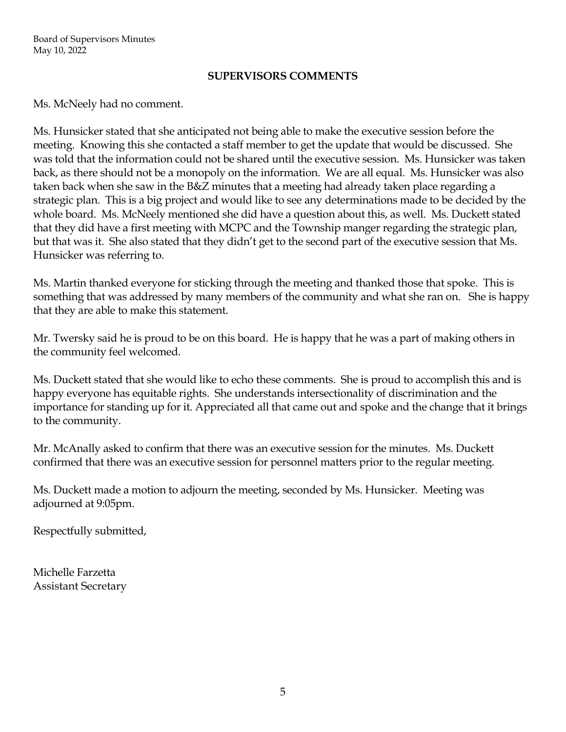## SUPERVISORS COMMENTS

Ms. McNeely had no comment.

Ms. Hunsicker stated that she anticipated not being able to make the executive session before the meeting. Knowing this she contacted a staff member to get the update that would be discussed. She was told that the information could not be shared until the executive session. Ms. Hunsicker was taken back, as there should not be a monopoly on the information. We are all equal. Ms. Hunsicker was also taken back when she saw in the B&Z minutes that a meeting had already taken place regarding a strategic plan. This is a big project and would like to see any determinations made to be decided by the whole board. Ms. McNeely mentioned she did have a question about this, as well. Ms. Duckett stated that they did have a first meeting with MCPC and the Township manger regarding the strategic plan, but that was it. She also stated that they didn't get to the second part of the executive session that Ms. Hunsicker was referring to.

Ms. Martin thanked everyone for sticking through the meeting and thanked those that spoke. This is something that was addressed by many members of the community and what she ran on. She is happy that they are able to make this statement.

Mr. Twersky said he is proud to be on this board. He is happy that he was a part of making others in the community feel welcomed.

Ms. Duckett stated that she would like to echo these comments. She is proud to accomplish this and is happy everyone has equitable rights. She understands intersectionality of discrimination and the importance for standing up for it. Appreciated all that came out and spoke and the change that it brings to the community.

Mr. McAnally asked to confirm that there was an executive session for the minutes. Ms. Duckett confirmed that there was an executive session for personnel matters prior to the regular meeting.

Ms. Duckett made a motion to adjourn the meeting, seconded by Ms. Hunsicker. Meeting was adjourned at 9:05pm.

Respectfully submitted,

Michelle Farzetta
Assistant Secretary